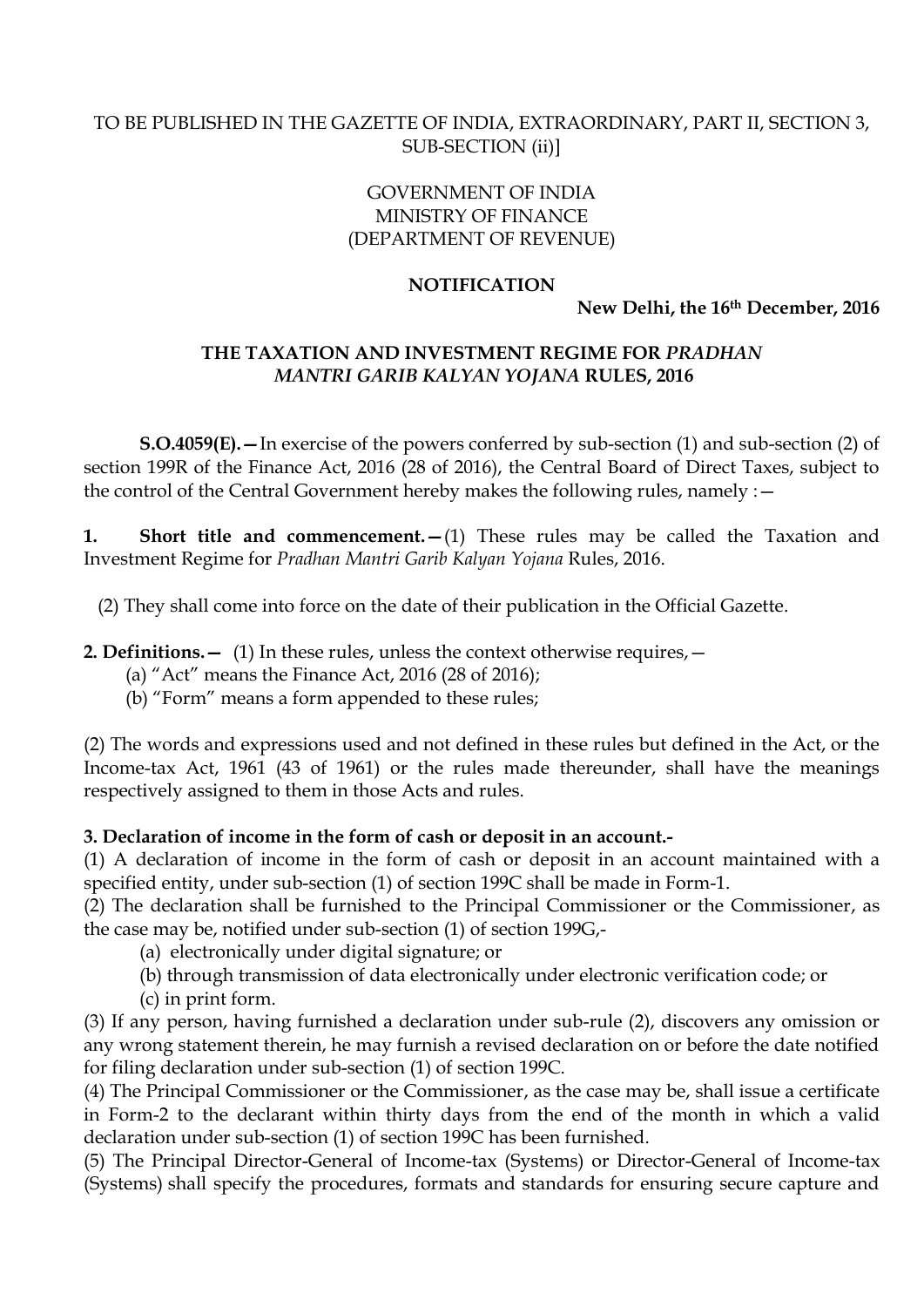TO BE PUBLISHED IN THE GAZETTE OF INDIA, EXTRAORDINARY, PART II, SECTION 3, SUB-SECTION (ii)]

GOVERNMENT OF INDIA
MINISTRY OF FINANCE
(DEPARTMENT OF REVENUE)

**NOTIFICATION**

**New Delhi, the 16th December, 2016**

**THE TAXATION AND INVESTMENT REGIME FOR *PRADHAN MANTRI GARIB KALYAN YOJANA* RULES, 2016**

**S.O.4059(E).—** In exercise of the powers conferred by sub-section (1) and sub-section (2) of section 199R of the Finance Act, 2016 (28 of 2016), the Central Board of Direct Taxes, subject to the control of the Central Government hereby makes the following rules, namely :—

**1. Short title and commencement.—** (1) These rules may be called the Taxation and Investment Regime for *Pradhan Mantri Garib Kalyan Yojana* Rules, 2016.

(2) They shall come into force on the date of their publication in the Official Gazette.

**2. Definitions.—** (1) In these rules, unless the context otherwise requires,—

(a) "Act" means the Finance Act, 2016 (28 of 2016);
(b) "Form" means a form appended to these rules;

(2) The words and expressions used and not defined in these rules but defined in the Act, or the Income-tax Act, 1961 (43 of 1961) or the rules made thereunder, shall have the meanings respectively assigned to them in those Acts and rules.

**3. Declaration of income in the form of cash or deposit in an account.-**

(1) A declaration of income in the form of cash or deposit in an account maintained with a specified entity, under sub-section (1) of section 199C shall be made in Form-1.

(2) The declaration shall be furnished to the Principal Commissioner or the Commissioner, as the case may be, notified under sub-section (1) of section 199G,-

(a) electronically under digital signature; or
(b) through transmission of data electronically under electronic verification code; or
(c) in print form.

(3) If any person, having furnished a declaration under sub-rule (2), discovers any omission or any wrong statement therein, he may furnish a revised declaration on or before the date notified for filing declaration under sub-section (1) of section 199C.

(4) The Principal Commissioner or the Commissioner, as the case may be, shall issue a certificate in Form-2 to the declarant within thirty days from the end of the month in which a valid declaration under sub-section (1) of section 199C has been furnished.

(5) The Principal Director-General of Income-tax (Systems) or Director-General of Income-tax (Systems) shall specify the procedures, formats and standards for ensuring secure capture and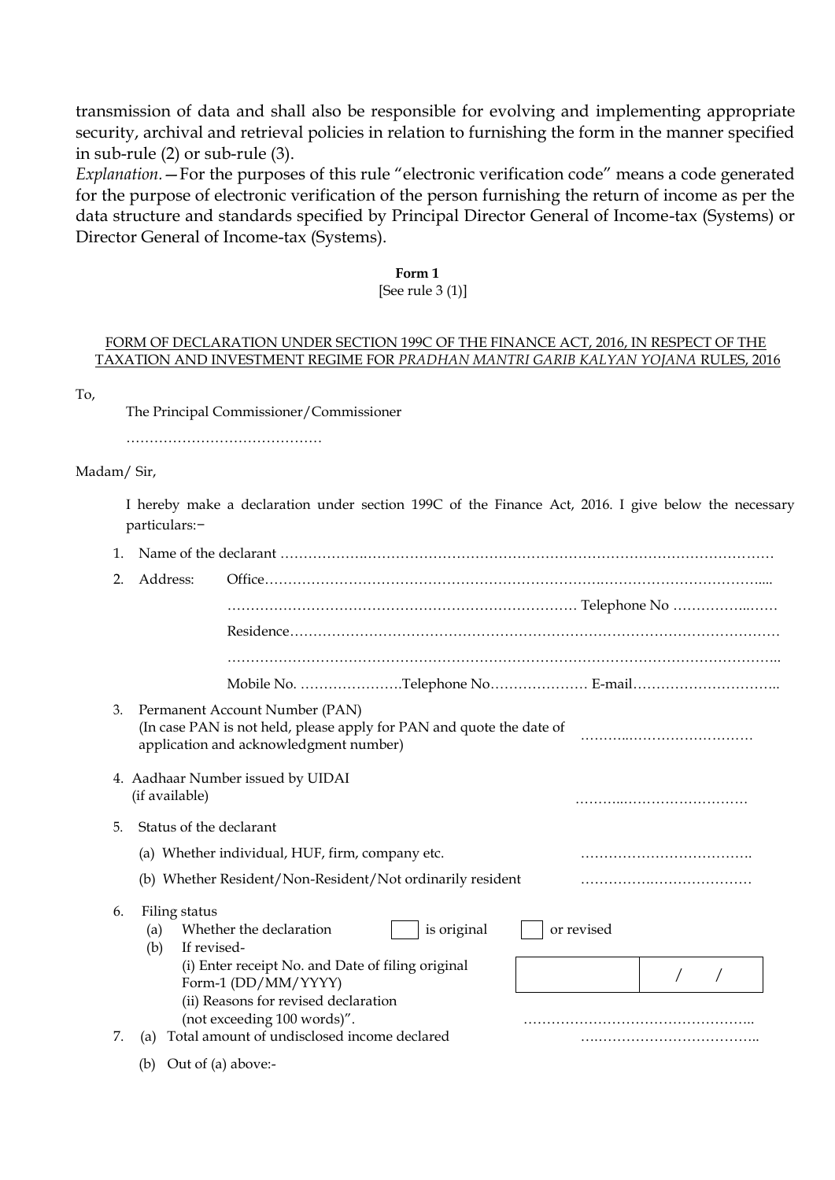transmission of data and shall also be responsible for evolving and implementing appropriate security, archival and retrieval policies in relation to furnishing the form in the manner specified in sub-rule (2) or sub-rule (3).

*Explanation.*—For the purposes of this rule "electronic verification code" means a code generated for the purpose of electronic verification of the person furnishing the return of income as per the data structure and standards specified by Principal Director General of Income-tax (Systems) or Director General of Income-tax (Systems).

**Form 1**

[See rule 3 (1)]

FORM OF DECLARATION UNDER SECTION 199C OF THE FINANCE ACT, 2016, IN RESPECT OF THE TAXATION AND INVESTMENT REGIME FOR *PRADHAN MANTRI GARIB KALYAN YOJANA* RULES, 2016

To,

The Principal Commissioner/Commissioner

……………………………………

Madam/ Sir,

I hereby make a declaration under section 199C of the Finance Act, 2016. I give below the necessary particulars:−

1. Name of the declarant ……………………………………………………………………………………………
2. Address: Office……………………………………………………………………………………………....
   ………………………………………………………………… Telephone No ……………..……
   Residence……………………………………………………………………………………………
   ……………………………………………………………………………………………………..
   Mobile No. ………………….Telephone No………………… E-mail…………………………..
3. Permanent Account Number (PAN)
   (In case PAN is not held, please apply for PAN and quote the date of application and acknowledgment number) ………..………………………
4. Aadhaar Number issued by UIDAI
   (if available) ………..………………………
5. Status of the declarant
   (a) Whether individual, HUF, firm, company etc. ……………………………….
   (b) Whether Resident/Non-Resident/Not ordinarily resident ……………….……………….
6. Filing status
   (a) Whether the declaration ☐ is original ☐ or revised
   (b) If revised-
   (i) Enter receipt No. and Date of filing original Form-1 (DD/MM/YYYY) ________ / /
   (ii) Reasons for revised declaration (not exceeding 100 words)". …………………………………………..
7. (a) Total amount of undisclosed income declared ….………………………………..
   (b) Out of (a) above:-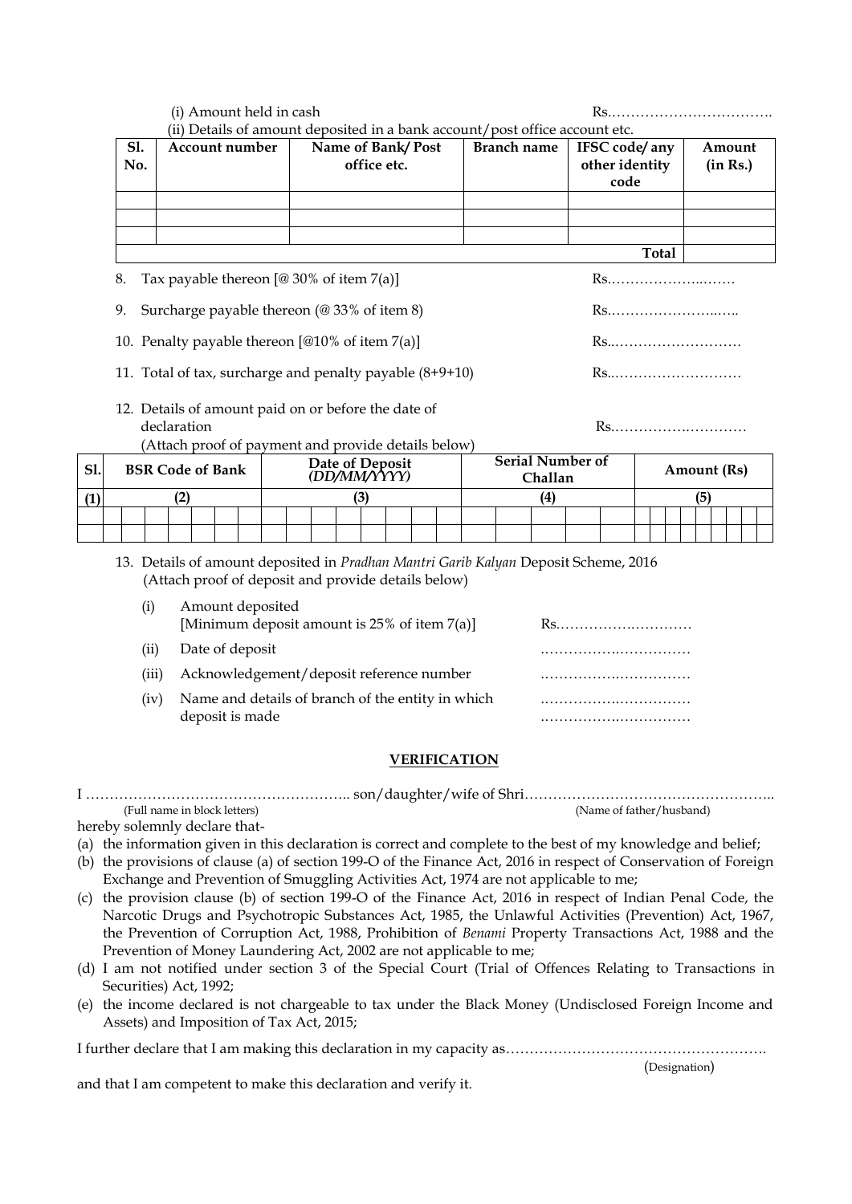(i) Amount held in cash Rs.…………………………….

(ii) Details of amount deposited in a bank account/post office account etc.

| Sl. No. | Account number | Name of Bank/ Post office etc. | Branch name | IFSC code/ any other identity code | Amount (in Rs.) |
|---|---|---|---|---|---|
| | | | | | |
| | | | | | |
| | | | | | |
| | | | | Total | |

8. Tax payable thereon [@ 30% of item 7(a)] Rs.………………..…….

9. Surcharge payable thereon (@ 33% of item 8) Rs.…………………..…..

10. Penalty payable thereon [@10% of item 7(a)] Rs..………………………

11. Total of tax, surcharge and penalty payable (8+9+10) Rs..………………………

12. Details of amount paid on or before the date of declaration Rs.…………….…………
(Attach proof of payment and provide details below)

| Sl. | BSR Code of Bank | Date of Deposit *(DD/MM/YYYY)* | Serial Number of Challan | Amount (Rs) |
|---|---|---|---|---|
| (1) | (2) | (3) | (4) | (5) |
| | | | | |
| | | | | |

13. Details of amount deposited in *Pradhan Mantri Garib Kalyan* Deposit Scheme, 2016 (Attach proof of deposit and provide details below)

(i) Amount deposited [Minimum deposit amount is 25% of item 7(a)] Rs.…………….…………

(ii) Date of deposit .…………….……………

(iii) Acknowledgement/deposit reference number .…………….……………

(iv) Name and details of branch of the entity in which deposit is made .…………….……………
.…………….……………

## VERIFICATION

I ……………………………………………….. son/daughter/wife of Shri……………………………………………..
(Full name in block letters) (Name of father/husband)

hereby solemnly declare that-

(a) the information given in this declaration is correct and complete to the best of my knowledge and belief;

(b) the provisions of clause (a) of section 199-O of the Finance Act, 2016 in respect of Conservation of Foreign Exchange and Prevention of Smuggling Activities Act, 1974 are not applicable to me;

(c) the provision clause (b) of section 199-O of the Finance Act, 2016 in respect of Indian Penal Code, the Narcotic Drugs and Psychotropic Substances Act, 1985, the Unlawful Activities (Prevention) Act, 1967, the Prevention of Corruption Act, 1988, Prohibition of *Benami* Property Transactions Act, 1988 and the Prevention of Money Laundering Act, 2002 are not applicable to me;

(d) I am not notified under section 3 of the Special Court (Trial of Offences Relating to Transactions in Securities) Act, 1992;

(e) the income declared is not chargeable to tax under the Black Money (Undisclosed Foreign Income and Assets) and Imposition of Tax Act, 2015;

I further declare that I am making this declaration in my capacity as……………………………………………….
(Designation)

and that I am competent to make this declaration and verify it.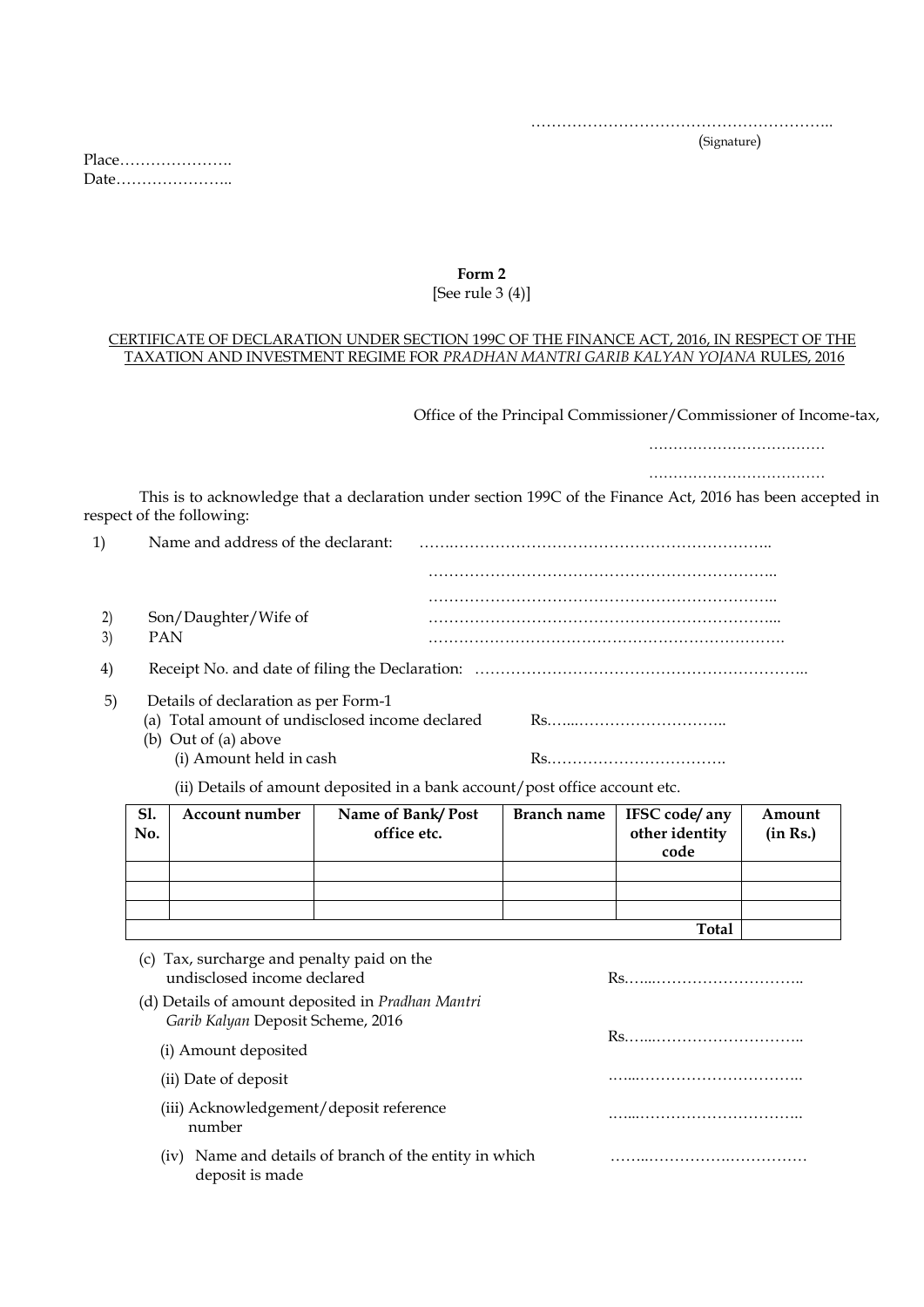…………………………………………………..
(Signature)

Place………………….
Date…………………..

**Form 2**
[See rule 3 (4)]

CERTIFICATE OF DECLARATION UNDER SECTION 199C OF THE FINANCE ACT, 2016, IN RESPECT OF THE TAXATION AND INVESTMENT REGIME FOR *PRADHAN MANTRI GARIB KALYAN YOJANA* RULES, 2016

Office of the Principal Commissioner/Commissioner of Income-tax,

………………………………

………………………………

This is to acknowledge that a declaration under section 199C of the Finance Act, 2016 has been accepted in respect of the following:

1) Name and address of the declarant: …….……………………………………………………..
…………………………………………………………..
…………………………………………………………..
2) Son/Daughter/Wife of …………………………………………………………...
3) PAN …………………………………………………………….
4) Receipt No. and date of filing the Declaration: ……………………………………………………..
5) Details of declaration as per Form-1
   (a) Total amount of undisclosed income declared Rs…...………………………..
   (b) Out of (a) above
      (i) Amount held in cash Rs…………………………….
      (ii) Details of amount deposited in a bank account/post office account etc.

| Sl. No. | Account number | Name of Bank/ Post office etc. | Branch name | IFSC code/ any other identity code | Amount (in Rs.) |
|---|---|---|---|---|---|
| | | | | | |
| | | | | | |
| | | | | | |
| | | | | **Total** | |

   (c) Tax, surcharge and penalty paid on the undisclosed income declared Rs…...………………………..
   (d) Details of amount deposited in *Pradhan Mantri Garib Kalyan* Deposit Scheme, 2016
      (i) Amount deposited Rs…...………………………..
      (ii) Date of deposit …...…………………………..
      (iii) Acknowledgement/deposit reference number …...…………………………..
      (iv) Name and details of branch of the entity in which deposit is made ……..…………….……………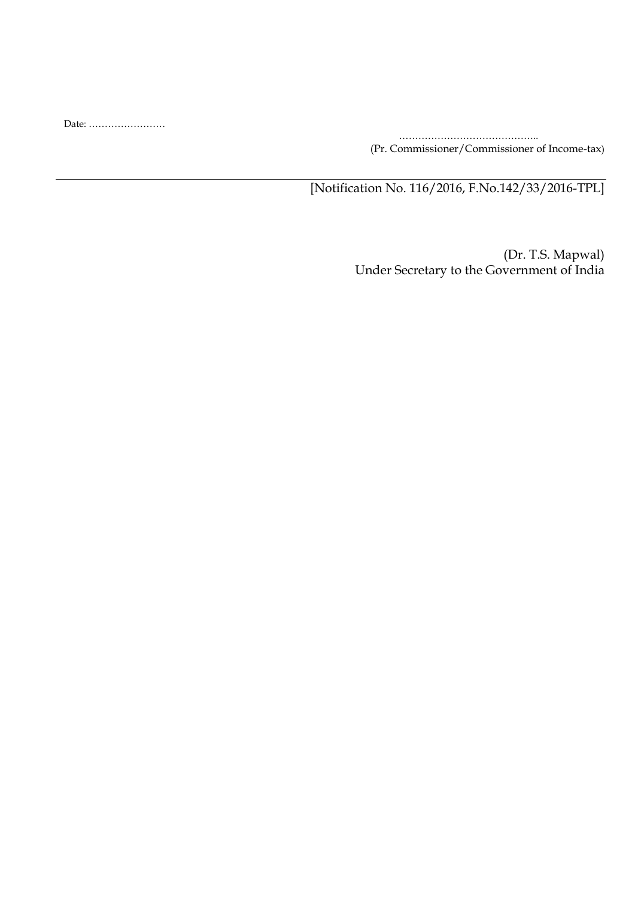Date: ……………………

……………………………………..
(Pr. Commissioner/Commissioner of Income-tax)

---

[Notification No. 116/2016, F.No.142/33/2016-TPL]

(Dr. T.S. Mapwal)
Under Secretary to the Government of India